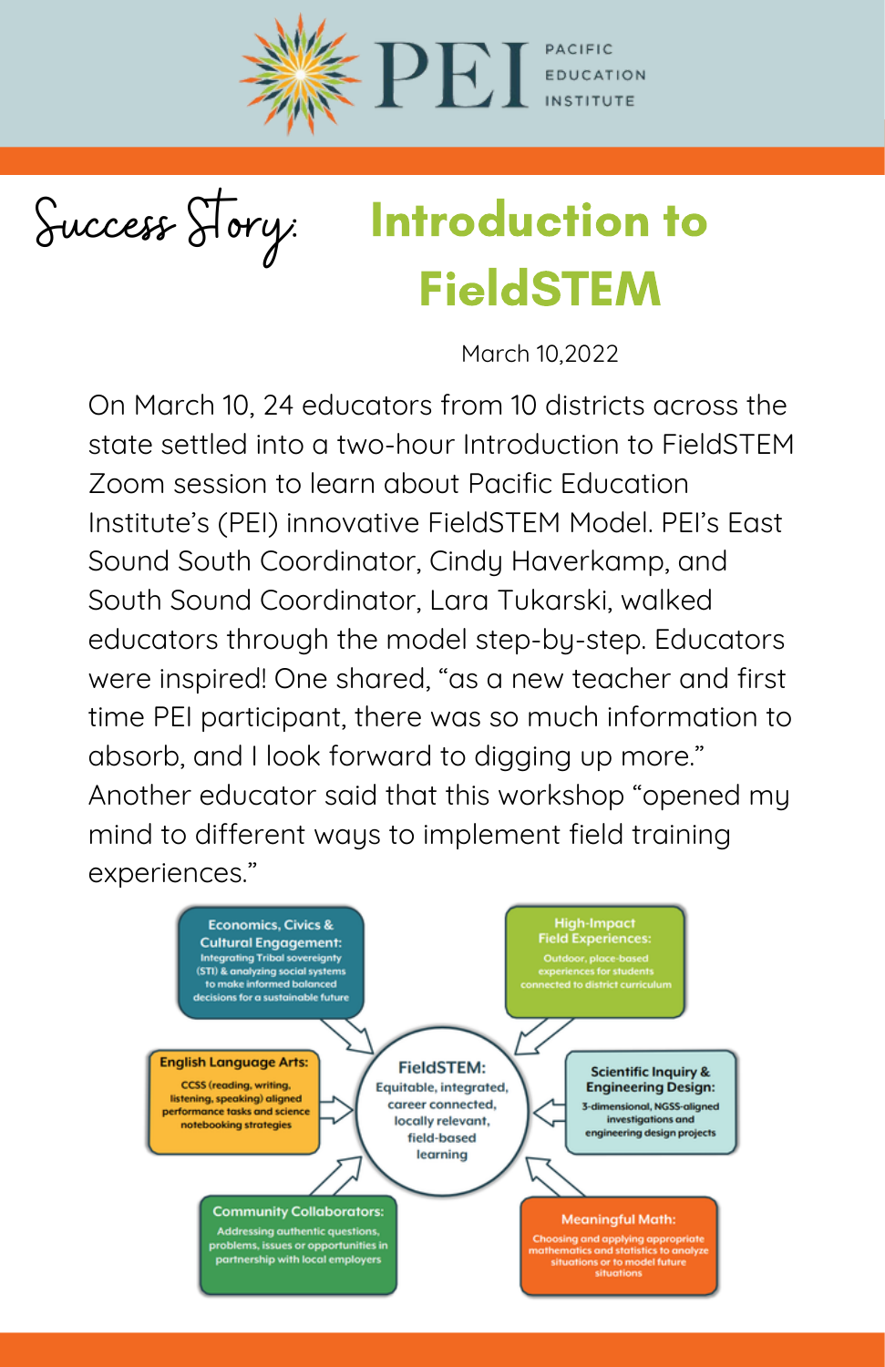PEI PACIFIC EDUCATION INSTITUTE

# Success Story: Introduction to FieldSTEM

March 10,2022

On March 10, 24 educators from 10 districts across the state settled into a two-hour Introduction to FieldSTEM Zoom session to learn about Pacific Education Institute's (PEI) innovative FieldSTEM Model. PEI's East Sound South Coordinator, Cindy Haverkamp, and South Sound Coordinator, Lara Tukarski, walked educators through the model step-by-step. Educators were inspired! One shared, "as a new teacher and first time PEI participant, there was so much information to absorb, and I look forward to digging up more." Another educator said that this workshop "opened my mind to different ways to implement field training experiences."

**FieldSTEM:** Equitable, integrated, career connected, locally relevant, field-based learning

**Economics, Civics & Cultural Engagement:** Integrating Tribal sovereignty (STI) & analyzing social systems to make informed balanced decisions for a sustainable future

**High-Impact Field Experiences:** Outdoor, place-based experiences for students connected to district curriculum

**English Language Arts:** CCSS (reading, writing, listening, speaking) aligned performance tasks and science notebooking strategies

**Scientific Inquiry & Engineering Design:** 3-dimensional, NGSS-aligned investigations and engineering design projects

**Community Collaborators:** Addressing authentic questions, problems, issues or opportunities in partnership with local employers

**Meaningful Math:** Choosing and applying appropriate mathematics and statistics to analyze situations or to model future situations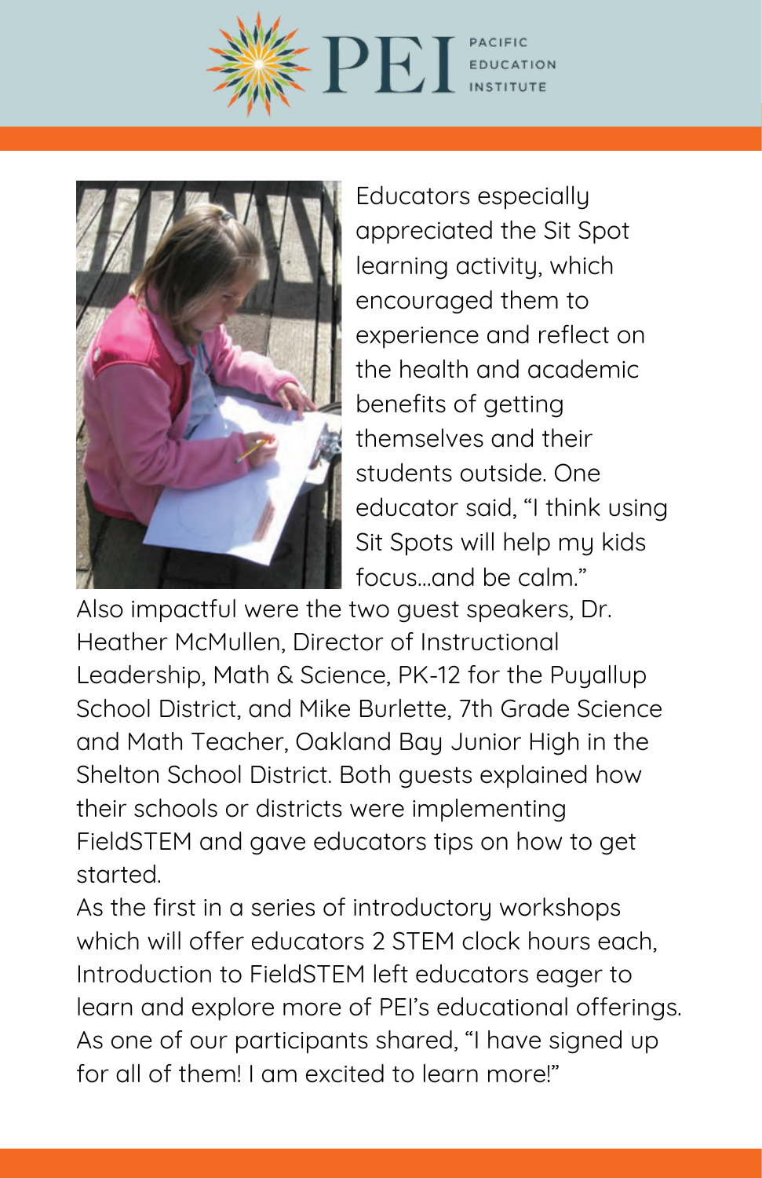Educators especially appreciated the Sit Spot learning activity, which encouraged them to experience and reflect on the health and academic benefits of getting themselves and their students outside. One educator said, “I think using Sit Spots will help my kids focus...and be calm.”

Also impactful were the two guest speakers, Dr. Heather McMullen, Director of Instructional Leadership, Math & Science, PK-12 for the Puyallup School District, and Mike Burlette, 7th Grade Science and Math Teacher, Oakland Bay Junior High in the Shelton School District. Both guests explained how their schools or districts were implementing FieldSTEM and gave educators tips on how to get started.

As the first in a series of introductory workshops which will offer educators 2 STEM clock hours each, Introduction to FieldSTEM left educators eager to learn and explore more of PEI’s educational offerings. As one of our participants shared, “I have signed up for all of them! I am excited to learn more!”